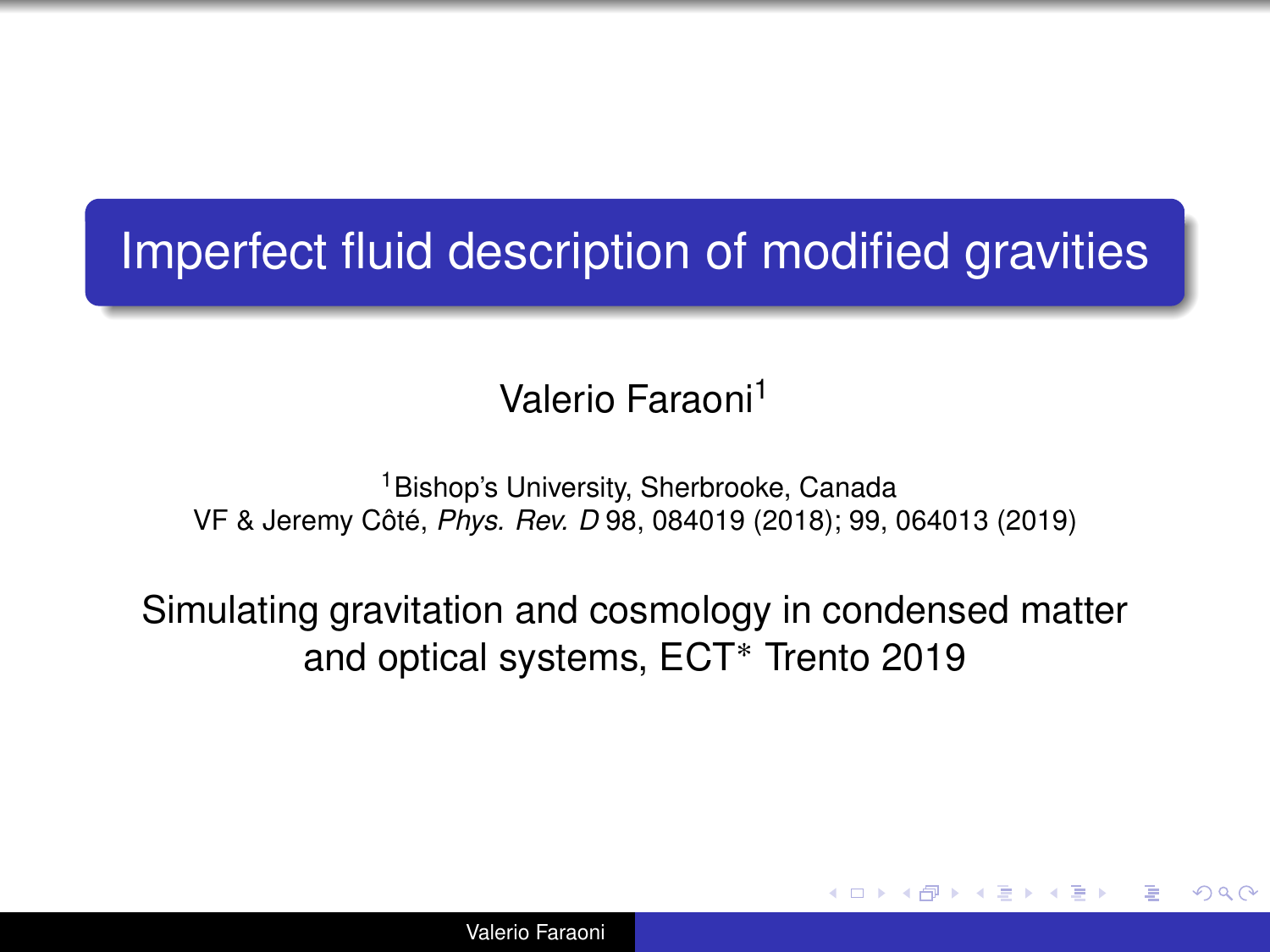# Imperfect fluid description of modified gravities

Valerio Faraoni[1]

[1]Bishop's University, Sherbrooke, Canada
VF & Jeremy Côté, *Phys. Rev. D* 98, 084019 (2018); 99, 064013 (2019)

Simulating gravitation and cosmology in condensed matter and optical systems, ECT* Trento 2019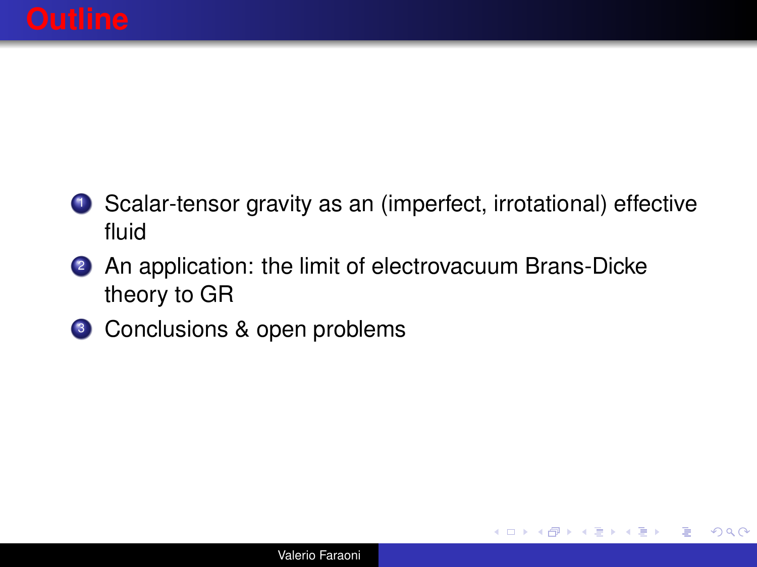# Outline

1. Scalar-tensor gravity as an (imperfect, irrotational) effective fluid
2. An application: the limit of electrovacuum Brans-Dicke theory to GR
3. Conclusions & open problems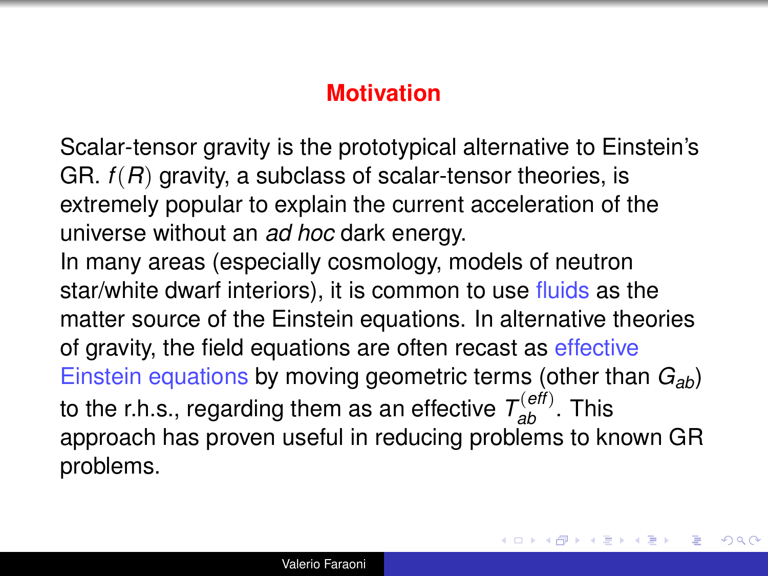## Motivation

Scalar-tensor gravity is the prototypical alternative to Einstein's GR. $f(R)$ gravity, a subclass of scalar-tensor theories, is extremely popular to explain the current acceleration of the universe without an *ad hoc* dark energy.

In many areas (especially cosmology, models of neutron star/white dwarf interiors), it is common to use fluids as the matter source of the Einstein equations. In alternative theories of gravity, the field equations are often recast as effective Einstein equations by moving geometric terms (other than $G_{ab}$) to the r.h.s., regarding them as an effective $T_{ab}^{(eff)}$. This approach has proven useful in reducing problems to known GR problems.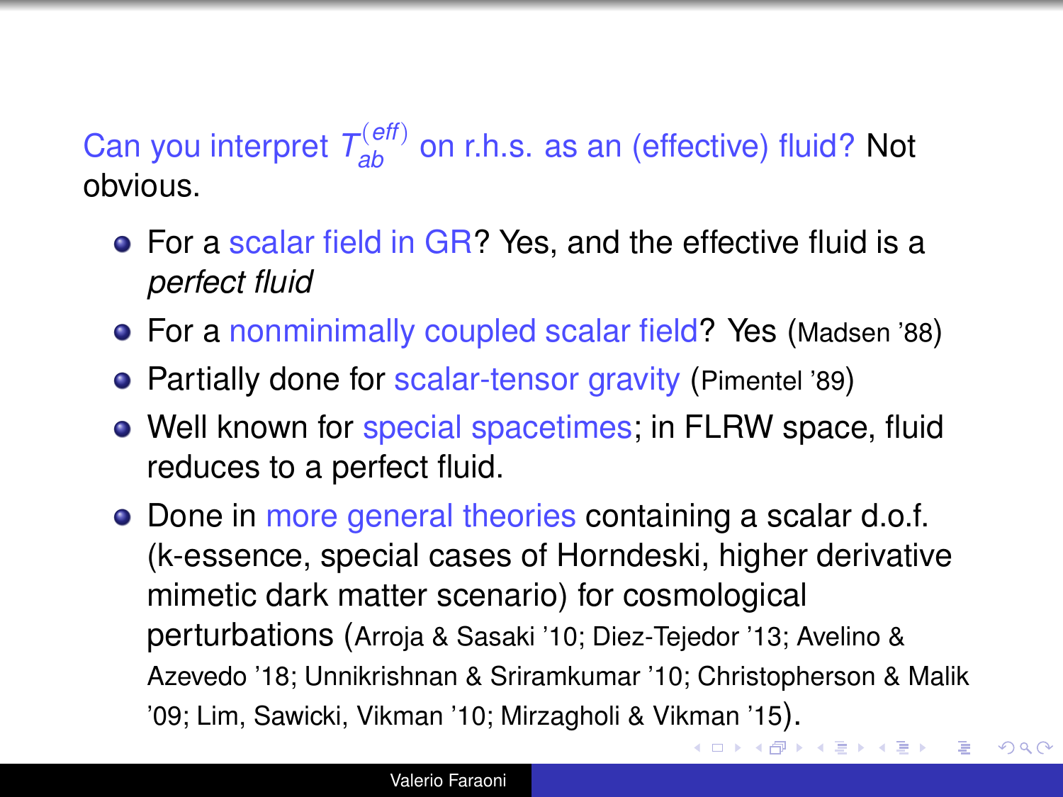Can you interpret $T_{ab}^{(eff)}$ on r.h.s. as an (effective) fluid? Not obvious.

- For a scalar field in GR? Yes, and the effective fluid is a *perfect fluid*
- For a nonminimally coupled scalar field? Yes (Madsen '88)
- Partially done for scalar-tensor gravity (Pimentel '89)
- Well known for special spacetimes; in FLRW space, fluid reduces to a perfect fluid.
- Done in more general theories containing a scalar d.o.f. (k-essence, special cases of Horndeski, higher derivative mimetic dark matter scenario) for cosmological perturbations (Arroja & Sasaki '10; Diez-Tejedor '13; Avelino & Azevedo '18; Unnikrishnan & Sriramkumar '10; Christopherson & Malik '09; Lim, Sawicki, Vikman '10; Mirzagholi & Vikman '15).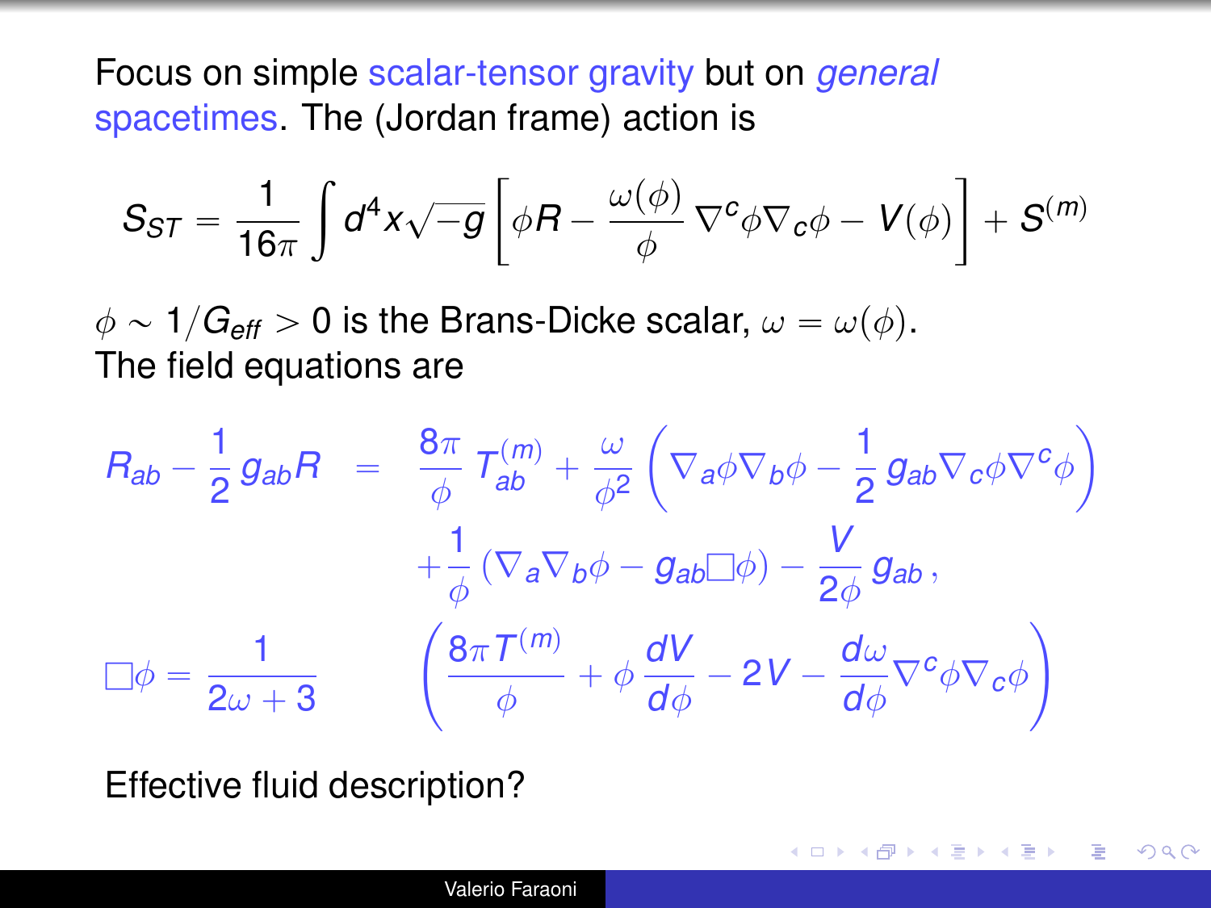Focus on simple scalar-tensor gravity but on *general* spacetimes. The (Jordan frame) action is

$$S_{ST} = \frac{1}{16\pi} \int d^4x \sqrt{-g} \left[ \phi R - \frac{\omega(\phi)}{\phi} \nabla^c \phi \nabla_c \phi - V(\phi) \right] + S^{(m)}$$

$\phi \sim 1/G_{eff} > 0$ is the Brans-Dicke scalar, $\omega = \omega(\phi)$.
The field equations are

$$\begin{aligned}
R_{ab} - \frac{1}{2} g_{ab} R &= \frac{8\pi}{\phi} T_{ab}^{(m)} + \frac{\omega}{\phi^2} \left( \nabla_a \phi \nabla_b \phi - \frac{1}{2} g_{ab} \nabla_c \phi \nabla^c \phi \right) \\
&\quad + \frac{1}{\phi} \left( \nabla_a \nabla_b \phi - g_{ab} \Box \phi \right) - \frac{V}{2\phi} g_{ab} \,, \\
\Box \phi = \frac{1}{2\omega + 3} & \left( \frac{8\pi T^{(m)}}{\phi} + \phi \frac{dV}{d\phi} - 2V - \frac{d\omega}{d\phi} \nabla^c \phi \nabla_c \phi \right)
\end{aligned}$$

Effective fluid description?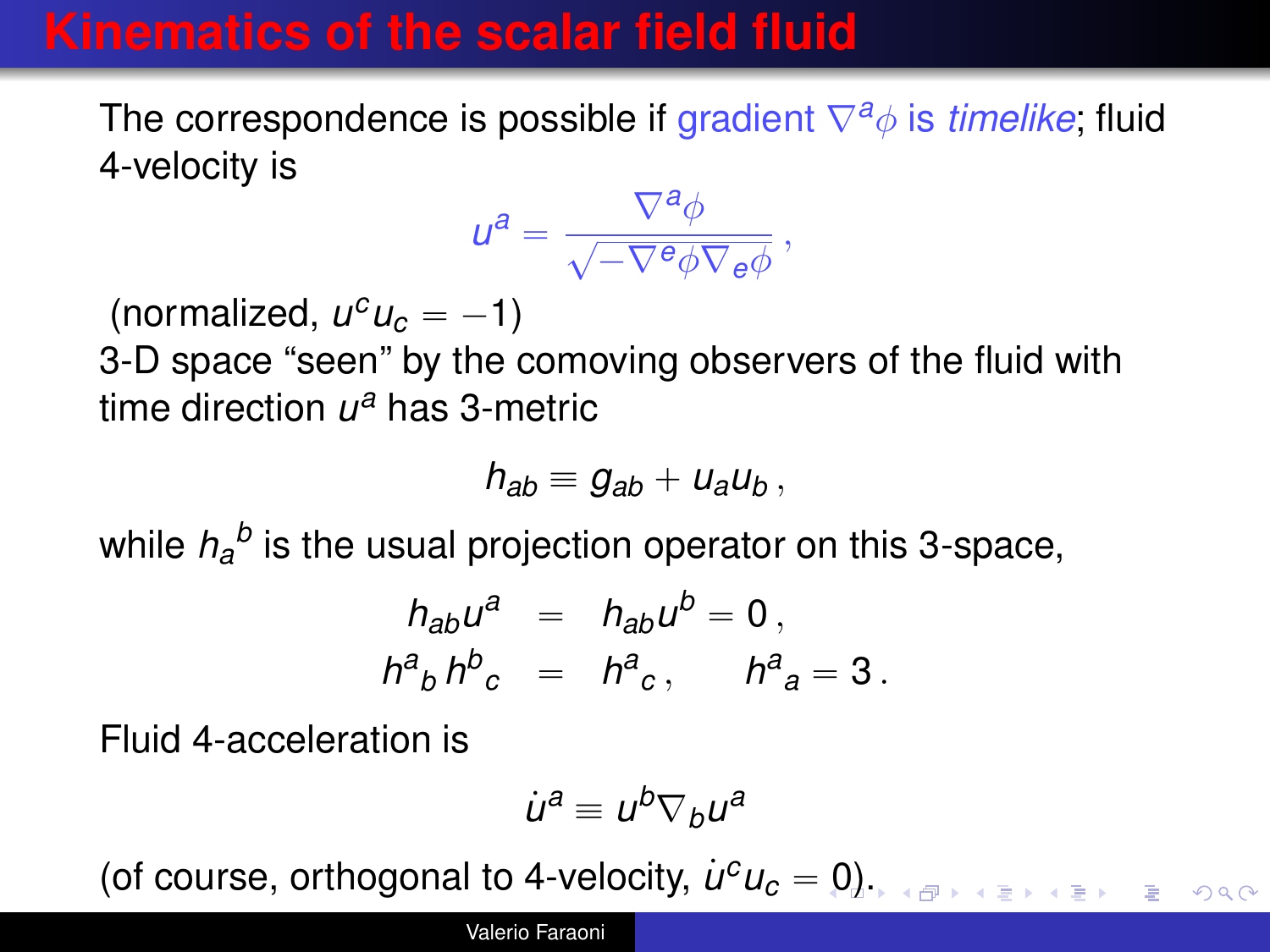# Kinematics of the scalar field fluid

The correspondence is possible if gradient $\nabla^a\phi$ is *timelike*; fluid 4-velocity is

$$u^a = \frac{\nabla^a\phi}{\sqrt{-\nabla^e\phi\nabla_e\phi}}\,,$$

(normalized, $u^c u_c = -1$)

3-D space "seen" by the comoving observers of the fluid with time direction $u^a$ has 3-metric

$$h_{ab} \equiv g_{ab} + u_a u_b\,,$$

while $h_a{}^b$ is the usual projection operator on this 3-space,

$$\begin{aligned} h_{ab}u^a &= h_{ab}u^b = 0\,, \\ h^a{}_b\, h^b{}_c &= h^a{}_c\,, \qquad h^a{}_a = 3\,. \end{aligned}$$

Fluid 4-acceleration is

$$\dot{u}^a \equiv u^b\nabla_b u^a$$

(of course, orthogonal to 4-velocity, $\dot{u}^c u_c = 0$).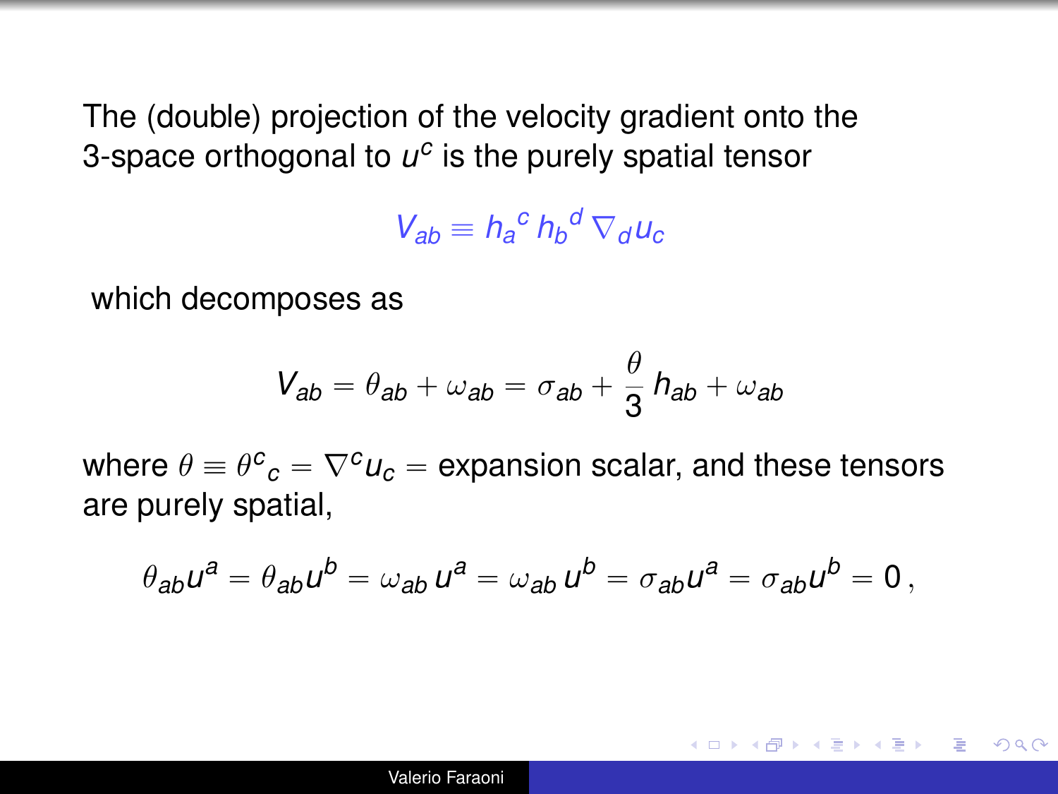The (double) projection of the velocity gradient onto the 3-space orthogonal to $u^c$ is the purely spatial tensor

$$V_{ab} \equiv h_a{}^c \, h_b{}^d \, \nabla_d u_c$$

which decomposes as

$$V_{ab} = \theta_{ab} + \omega_{ab} = \sigma_{ab} + \frac{\theta}{3} \, h_{ab} + \omega_{ab}$$

where $\theta \equiv \theta^c{}_c = \nabla^c u_c =$ expansion scalar, and these tensors are purely spatial,

$$\theta_{ab} u^a = \theta_{ab} u^b = \omega_{ab} \, u^a = \omega_{ab} \, u^b = \sigma_{ab} u^a = \sigma_{ab} u^b = 0 \, ,$$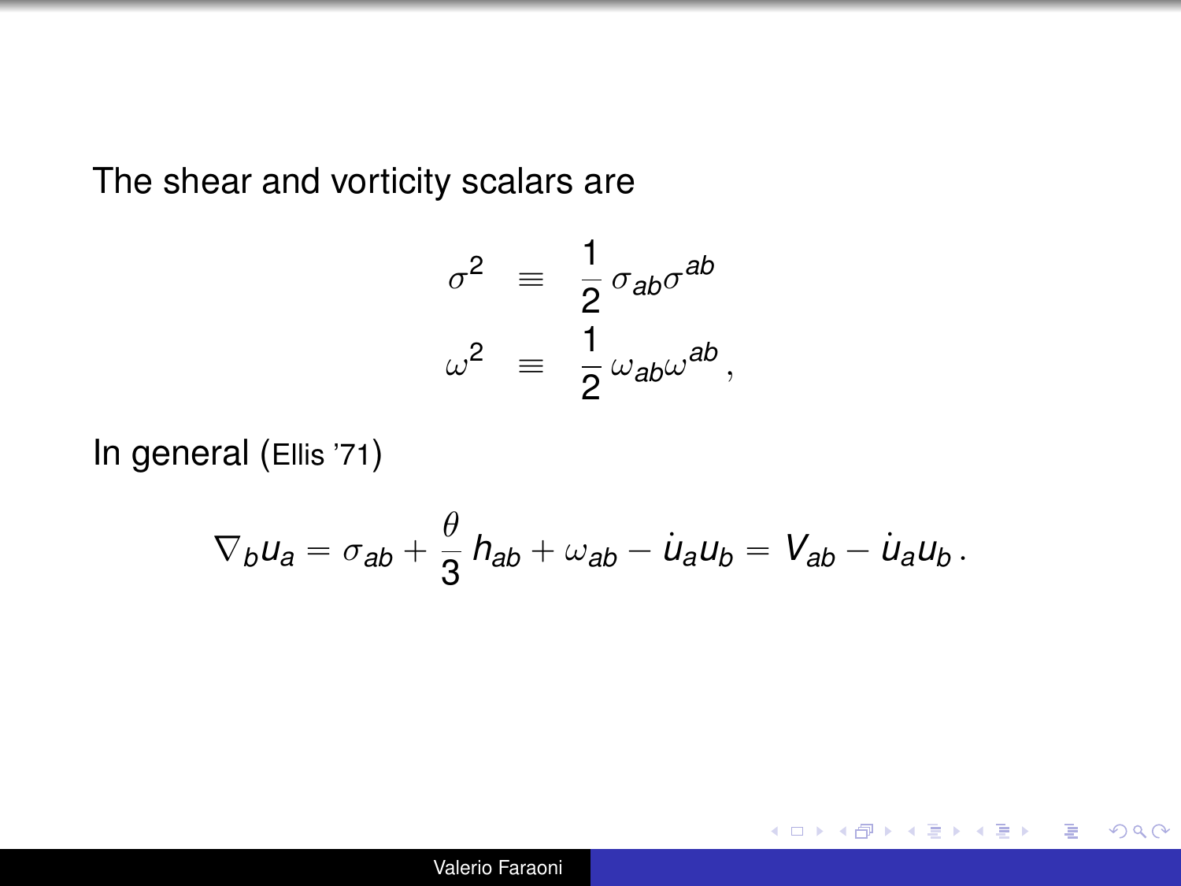The shear and vorticity scalars are

$$
\begin{aligned}
\sigma^2 &\equiv \frac{1}{2}\,\sigma_{ab}\sigma^{ab} \\
\omega^2 &\equiv \frac{1}{2}\,\omega_{ab}\omega^{ab}\,,
\end{aligned}
$$

In general (Ellis '71)

$$
\nabla_b u_a = \sigma_{ab} + \frac{\theta}{3}\,h_{ab} + \omega_{ab} - \dot{u}_a u_b = V_{ab} - \dot{u}_a u_b\,.
$$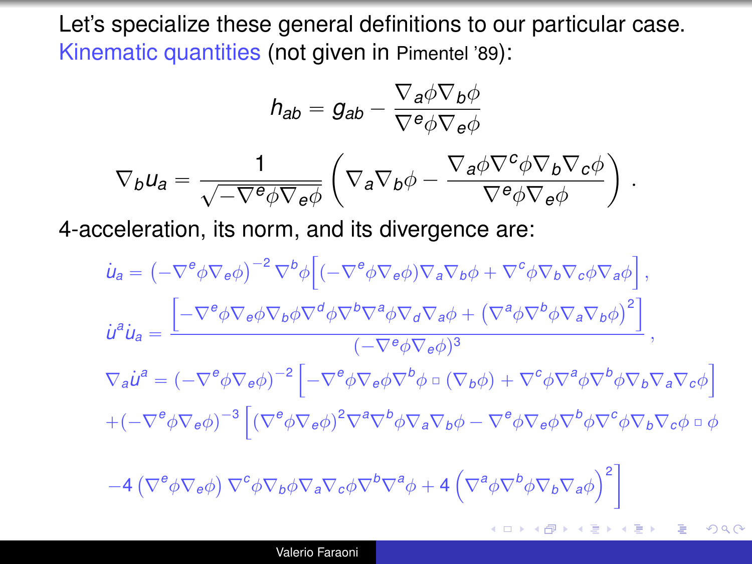Let's specialize these general definitions to our particular case. Kinematic quantities (not given in Pimentel '89):

$$h_{ab} = g_{ab} - \frac{\nabla_a \phi \nabla_b \phi}{\nabla^e \phi \nabla_e \phi}$$

$$\nabla_b u_a = \frac{1}{\sqrt{-\nabla^e \phi \nabla_e \phi}} \left( \nabla_a \nabla_b \phi - \frac{\nabla_a \phi \nabla^c \phi \nabla_b \nabla_c \phi}{\nabla^e \phi \nabla_e \phi} \right) .$$

4-acceleration, its norm, and its divergence are:

$$\dot{u}_a = \left( -\nabla^e \phi \nabla_e \phi \right)^{-2} \nabla^b \phi \Big[ (-\nabla^e \phi \nabla_e \phi) \nabla_a \nabla_b \phi + \nabla^c \phi \nabla_b \nabla_c \phi \nabla_a \phi \Big] ,$$

$$\dot{u}^a \dot{u}_a = \frac{\left[ -\nabla^e \phi \nabla_e \phi \nabla_b \phi \nabla^d \phi \nabla^b \nabla^a \phi \nabla_d \nabla_a \phi + \left( \nabla^a \phi \nabla^b \phi \nabla_a \nabla_b \phi \right)^2 \right]}{(-\nabla^e \phi \nabla_e \phi)^3} ,$$

$$\nabla_a \dot{u}^a = (-\nabla^e \phi \nabla_e \phi)^{-2} \left[ -\nabla^e \phi \nabla_e \phi \nabla^b \phi \, \Box \, (\nabla_b \phi) + \nabla^c \phi \nabla^a \phi \nabla^b \phi \nabla_b \nabla_a \nabla_c \phi \right]$$

$$+ (-\nabla^e \phi \nabla_e \phi)^{-3} \Big[ (\nabla^e \phi \nabla_e \phi)^2 \nabla^a \nabla^b \phi \nabla_a \nabla_b \phi - \nabla^e \phi \nabla_e \phi \nabla^b \phi \nabla^c \phi \nabla_b \nabla_c \phi \, \Box \, \phi$$

$$-4 \left( \nabla^e \phi \nabla_e \phi \right) \nabla^c \phi \nabla_b \phi \nabla_a \nabla_c \phi \nabla^b \nabla^a \phi + 4 \left( \nabla^a \phi \nabla^b \phi \nabla_b \nabla_a \phi \right)^2 \Big]$$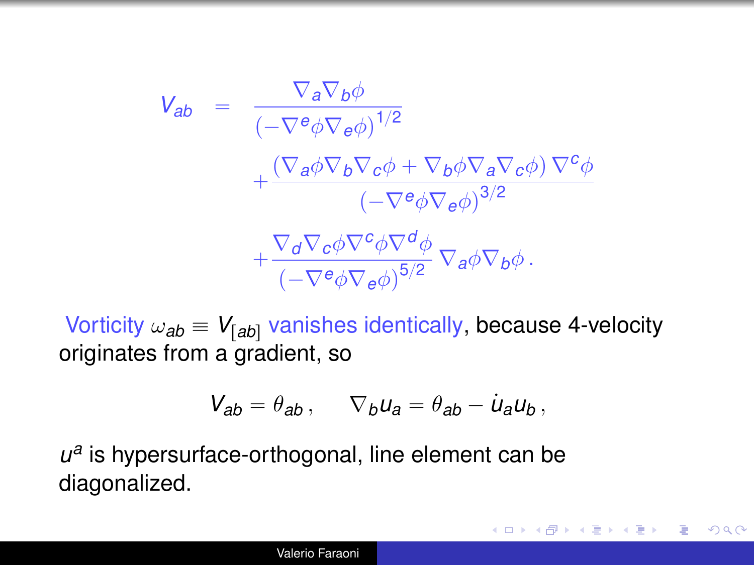$$
\begin{aligned}
V_{ab} &= \frac{\nabla_a \nabla_b \phi}{\left(-\nabla^e \phi \nabla_e \phi\right)^{1/2}} \\
&+ \frac{\left(\nabla_a \phi \nabla_b \nabla_c \phi + \nabla_b \phi \nabla_a \nabla_c \phi\right) \nabla^c \phi}{\left(-\nabla^e \phi \nabla_e \phi\right)^{3/2}} \\
&+ \frac{\nabla_d \nabla_c \phi \nabla^c \phi \nabla^d \phi}{\left(-\nabla^e \phi \nabla_e \phi\right)^{5/2}} \nabla_a \phi \nabla_b \phi \,.
\end{aligned}
$$

Vorticity $\omega_{ab} \equiv V_{[ab]}$ vanishes identically, because 4-velocity originates from a gradient, so

$$
V_{ab} = \theta_{ab} \,, \qquad \nabla_b u_a = \theta_{ab} - \dot{u}_a u_b \,,
$$

$u^a$ is hypersurface-orthogonal, line element can be diagonalized.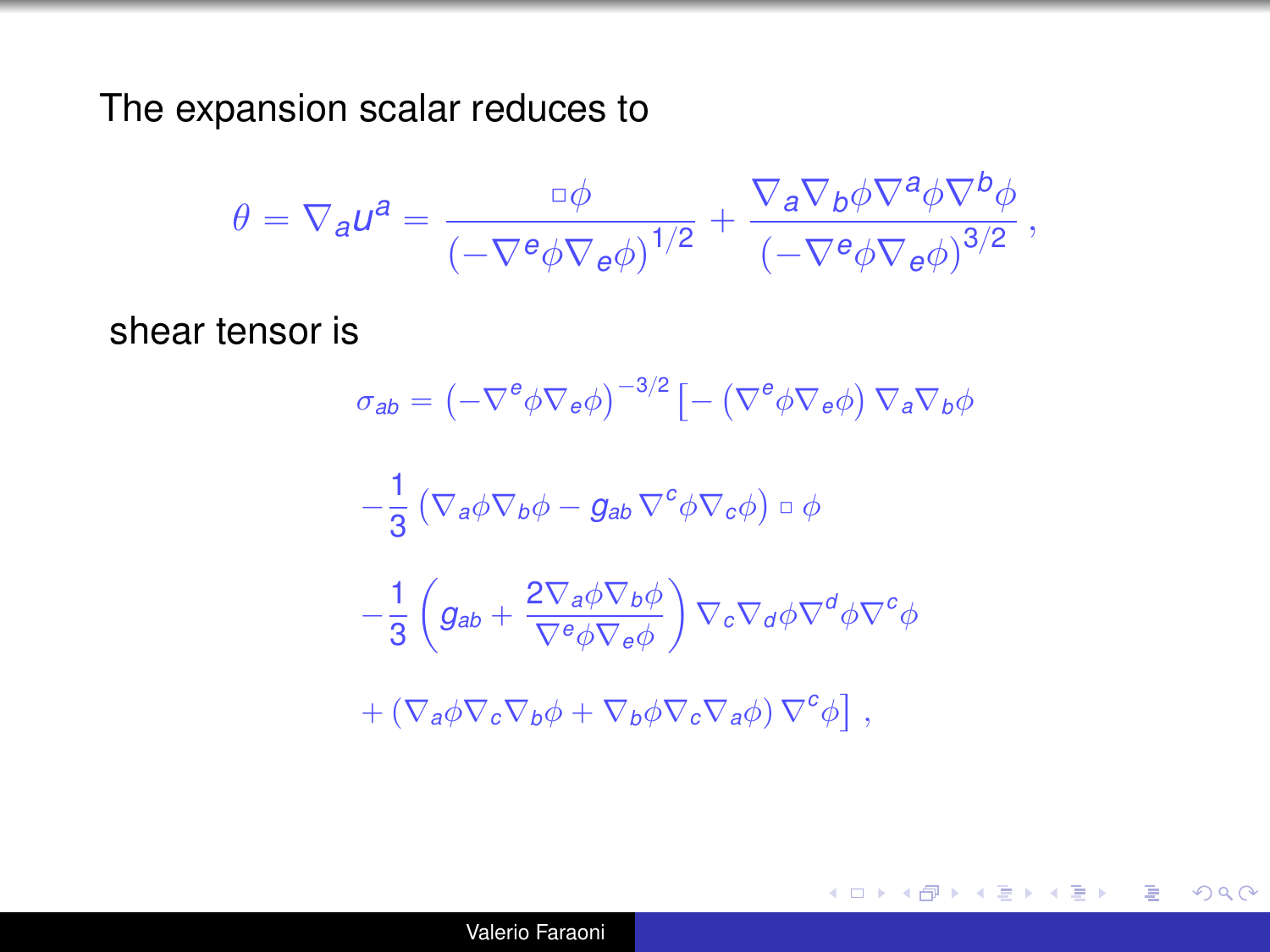The expansion scalar reduces to

$$\theta = \nabla_a u^a = \frac{\Box\phi}{\left(-\nabla^e\phi\nabla_e\phi\right)^{1/2}} + \frac{\nabla_a\nabla_b\phi\nabla^a\phi\nabla^b\phi}{\left(-\nabla^e\phi\nabla_e\phi\right)^{3/2}} \, ,$$

shear tensor is

$$\begin{aligned}
\sigma_{ab} = & \left(-\nabla^e\phi\nabla_e\phi\right)^{-3/2} \Big[ - \left(\nabla^e\phi\nabla_e\phi\right) \nabla_a\nabla_b\phi \\
& -\frac{1}{3}\left(\nabla_a\phi\nabla_b\phi - g_{ab}\,\nabla^c\phi\nabla_c\phi\right)\Box\,\phi \\
& -\frac{1}{3}\left(g_{ab} + \frac{2\nabla_a\phi\nabla_b\phi}{\nabla^e\phi\nabla_e\phi}\right)\nabla_c\nabla_d\phi\nabla^d\phi\nabla^c\phi \\
& +\left(\nabla_a\phi\nabla_c\nabla_b\phi + \nabla_b\phi\nabla_c\nabla_a\phi\right)\nabla^c\phi \Big] \, ,
\end{aligned}$$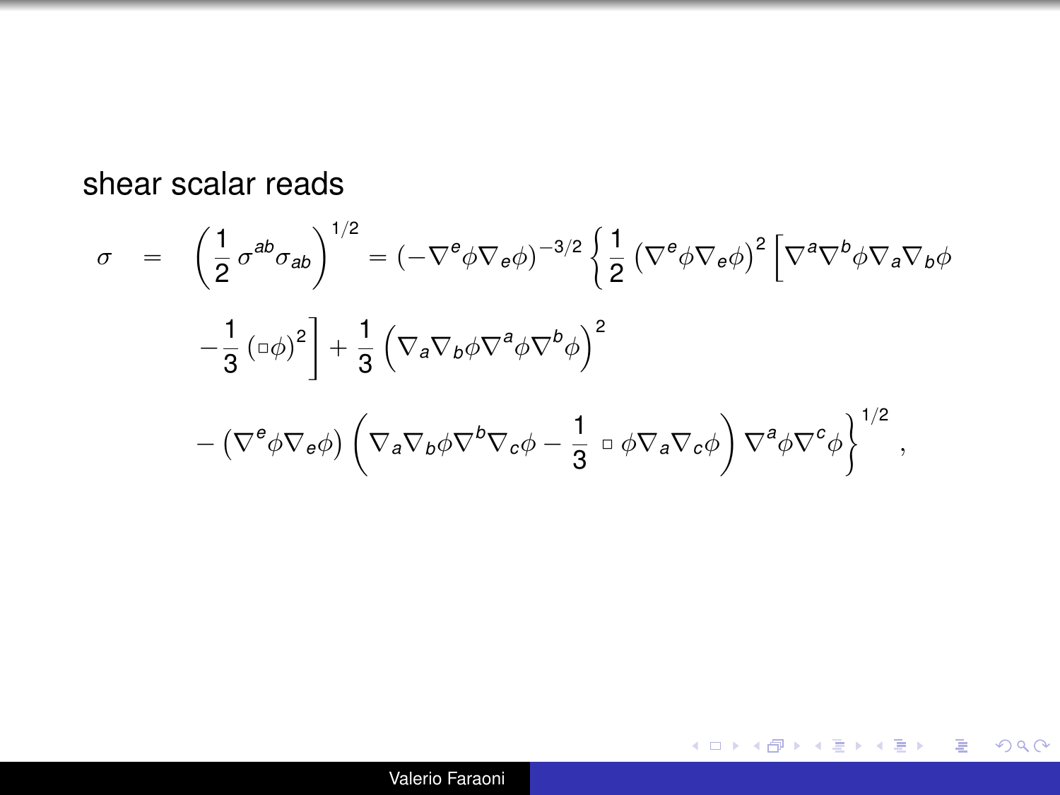shear scalar reads

$$
\begin{aligned}
\sigma &= \left(\frac{1}{2}\,\sigma^{ab}\sigma_{ab}\right)^{1/2} = \left(-\nabla^e\phi\nabla_e\phi\right)^{-3/2}\left\{\frac{1}{2}\left(\nabla^e\phi\nabla_e\phi\right)^2\left[\nabla^a\nabla^b\phi\nabla_a\nabla_b\phi\right.\right. \\
&\left. -\frac{1}{3}\left(\Box\phi\right)^2\right] + \frac{1}{3}\left(\nabla_a\nabla_b\phi\nabla^a\phi\nabla^b\phi\right)^2 \\
&\left. -\left(\nabla^e\phi\nabla_e\phi\right)\left(\nabla_a\nabla_b\phi\nabla^b\nabla_c\phi - \frac{1}{3}\,\Box\,\phi\nabla_a\nabla_c\phi\right)\nabla^a\phi\nabla^c\phi\right\}^{1/2},
\end{aligned}
$$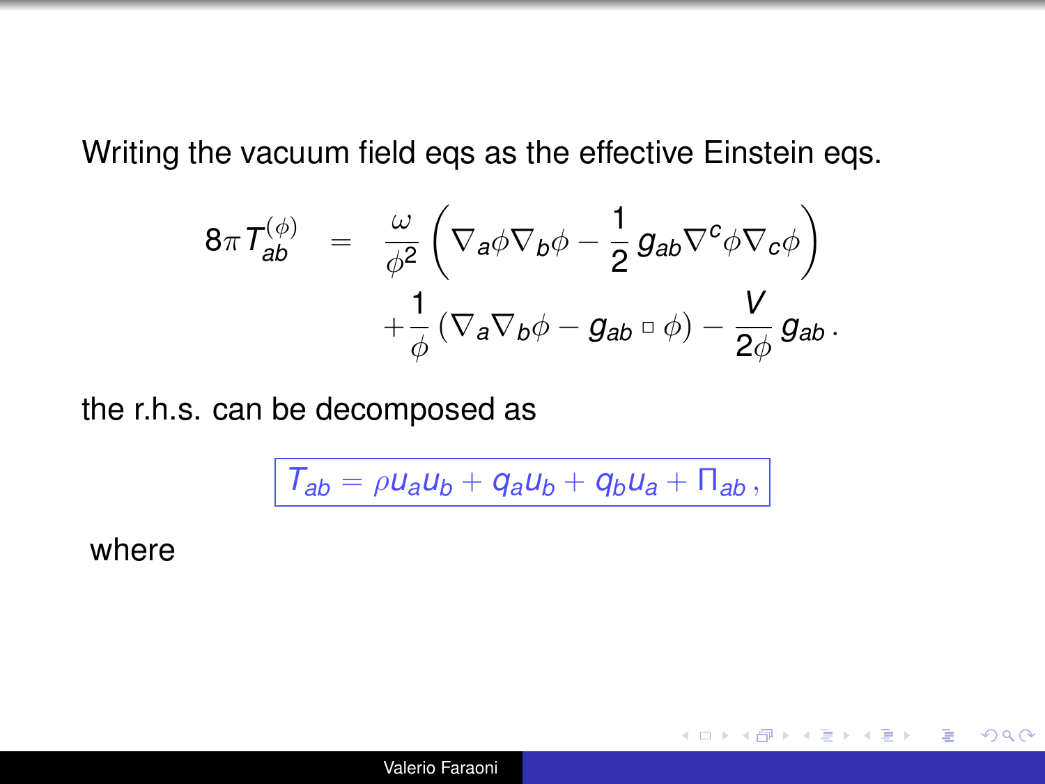Writing the vacuum field eqs as the effective Einstein eqs.

$$
\begin{aligned}
8\pi T_{ab}^{(\phi)} &= \frac{\omega}{\phi^2}\left(\nabla_a\phi\nabla_b\phi - \frac{1}{2}\,g_{ab}\nabla^c\phi\nabla_c\phi\right) \\
&\quad + \frac{1}{\phi}\left(\nabla_a\nabla_b\phi - g_{ab}\,\Box\,\phi\right) - \frac{V}{2\phi}\,g_{ab}\,.
\end{aligned}
$$

the r.h.s. can be decomposed as

$$
\boxed{T_{ab} = \rho u_a u_b + q_a u_b + q_b u_a + \Pi_{ab}\,,}
$$

where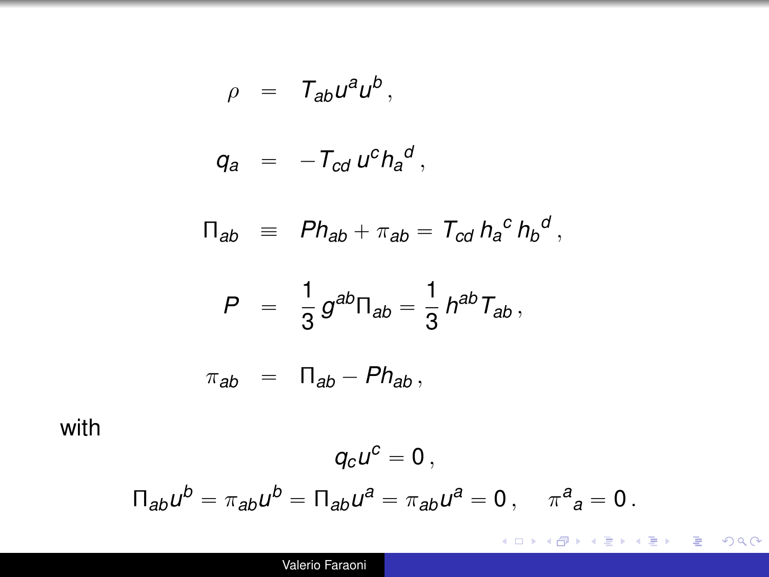$$
\begin{aligned}
\rho &= T_{ab} u^a u^b \,, \\
q_a &= -T_{cd} \, u^c h_a{}^d \,, \\
\Pi_{ab} &\equiv P h_{ab} + \pi_{ab} = T_{cd} \, h_a{}^c \, h_b{}^d \,, \\
P &= \frac{1}{3} \, g^{ab} \Pi_{ab} = \frac{1}{3} \, h^{ab} T_{ab} \,, \\
\pi_{ab} &= \Pi_{ab} - P h_{ab} \,,
\end{aligned}
$$

with

$$
q_c u^c = 0 \,,
$$

$$
\Pi_{ab} u^b = \pi_{ab} u^b = \Pi_{ab} u^a = \pi_{ab} u^a = 0 \,, \qquad \pi^a{}_a = 0 \,.
$$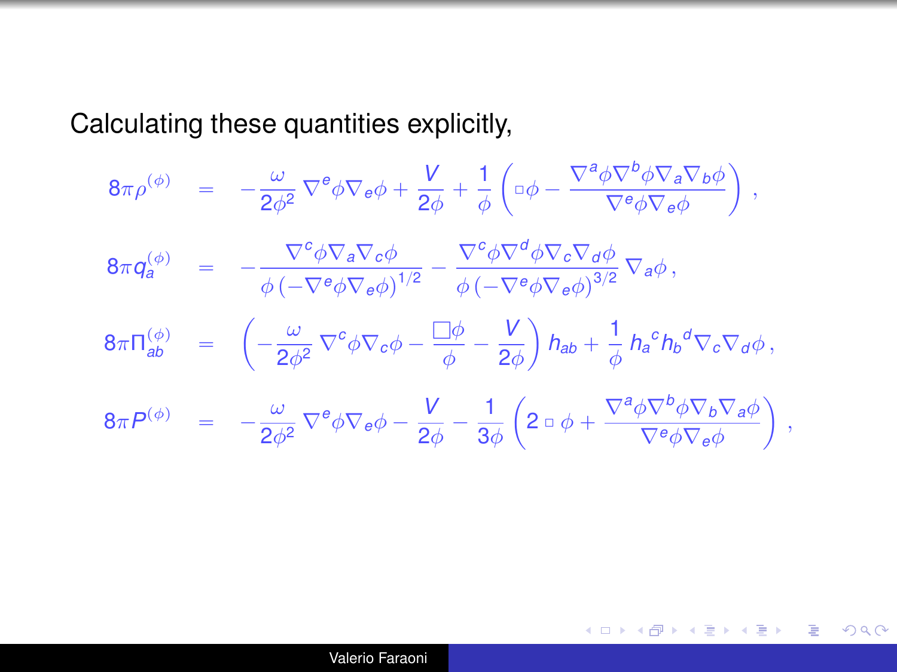Calculating these quantities explicitly,

$$
\begin{aligned}
8\pi\rho^{(\phi)} &= -\frac{\omega}{2\phi^2}\nabla^e\phi\nabla_e\phi + \frac{V}{2\phi} + \frac{1}{\phi}\left(\Box\phi - \frac{\nabla^a\phi\nabla^b\phi\nabla_a\nabla_b\phi}{\nabla^e\phi\nabla_e\phi}\right), \\
8\pi q_a^{(\phi)} &= -\frac{\nabla^c\phi\nabla_a\nabla_c\phi}{\phi\left(-\nabla^e\phi\nabla_e\phi\right)^{1/2}} - \frac{\nabla^c\phi\nabla^d\phi\nabla_c\nabla_d\phi}{\phi\left(-\nabla^e\phi\nabla_e\phi\right)^{3/2}}\nabla_a\phi, \\
8\pi\Pi_{ab}^{(\phi)} &= \left(-\frac{\omega}{2\phi^2}\nabla^c\phi\nabla_c\phi - \frac{\Box\phi}{\phi} - \frac{V}{2\phi}\right)h_{ab} + \frac{1}{\phi}h_a{}^c h_b{}^d\nabla_c\nabla_d\phi, \\
8\pi P^{(\phi)} &= -\frac{\omega}{2\phi^2}\nabla^e\phi\nabla_e\phi - \frac{V}{2\phi} - \frac{1}{3\phi}\left(2\,\Box\,\phi + \frac{\nabla^a\phi\nabla^b\phi\nabla_b\nabla_a\phi}{\nabla^e\phi\nabla_e\phi}\right),
\end{aligned}
$$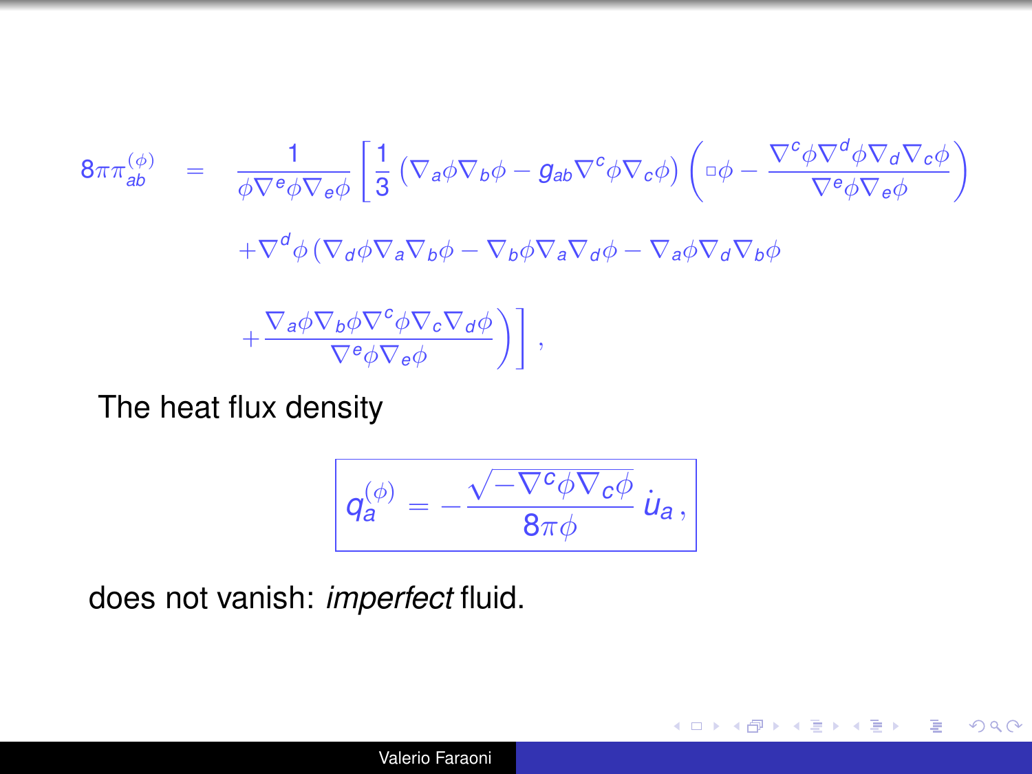$$
\begin{aligned}
8\pi\pi_{ab}^{(\phi)} \quad = \quad & \frac{1}{\phi\nabla^e\phi\nabla_e\phi}\left[\frac{1}{3}\left(\nabla_a\phi\nabla_b\phi - g_{ab}\nabla^c\phi\nabla_c\phi\right)\left(\Box\phi - \frac{\nabla^c\phi\nabla^d\phi\nabla_d\nabla_c\phi}{\nabla^e\phi\nabla_e\phi}\right)\right. \\
& +\nabla^d\phi\left(\nabla_d\phi\nabla_a\nabla_b\phi - \nabla_b\phi\nabla_a\nabla_d\phi - \nabla_a\phi\nabla_d\nabla_b\phi\right. \\
& \left.\left. + \frac{\nabla_a\phi\nabla_b\phi\nabla^c\phi\nabla_c\nabla_d\phi}{\nabla^e\phi\nabla_e\phi}\right)\right] ,
\end{aligned}
$$

The heat flux density

$$
\boxed{q_a^{(\phi)} = -\frac{\sqrt{-\nabla^c\phi\nabla_c\phi}}{8\pi\phi}\,\dot{u}_a\,,}
$$

does not vanish: *imperfect* fluid.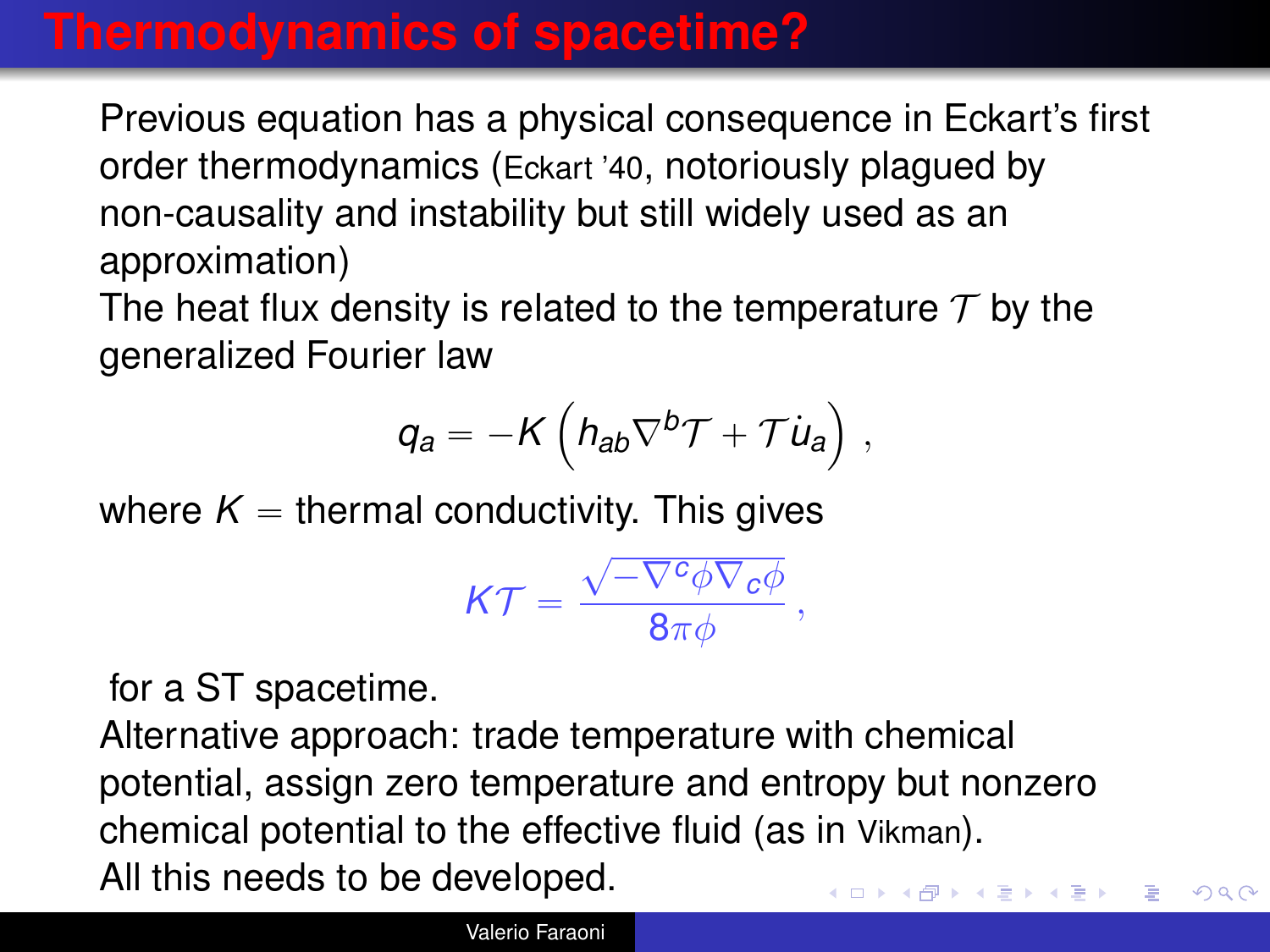# Thermodynamics of spacetime?

Previous equation has a physical consequence in Eckart's first order thermodynamics (Eckart '40, notoriously plagued by non-causality and instability but still widely used as an approximation)

The heat flux density is related to the temperature $\mathcal{T}$ by the generalized Fourier law

$$q_a = -K \left( h_{ab} \nabla^b \mathcal{T} + \mathcal{T} \dot{u}_a \right) ,$$

where $K =$ thermal conductivity. This gives

$$K\mathcal{T} = \frac{\sqrt{-\nabla^c \phi \nabla_c \phi}}{8\pi\phi} ,$$

for a ST spacetime.

Alternative approach: trade temperature with chemical potential, assign zero temperature and entropy but nonzero chemical potential to the effective fluid (as in Vikman).

All this needs to be developed.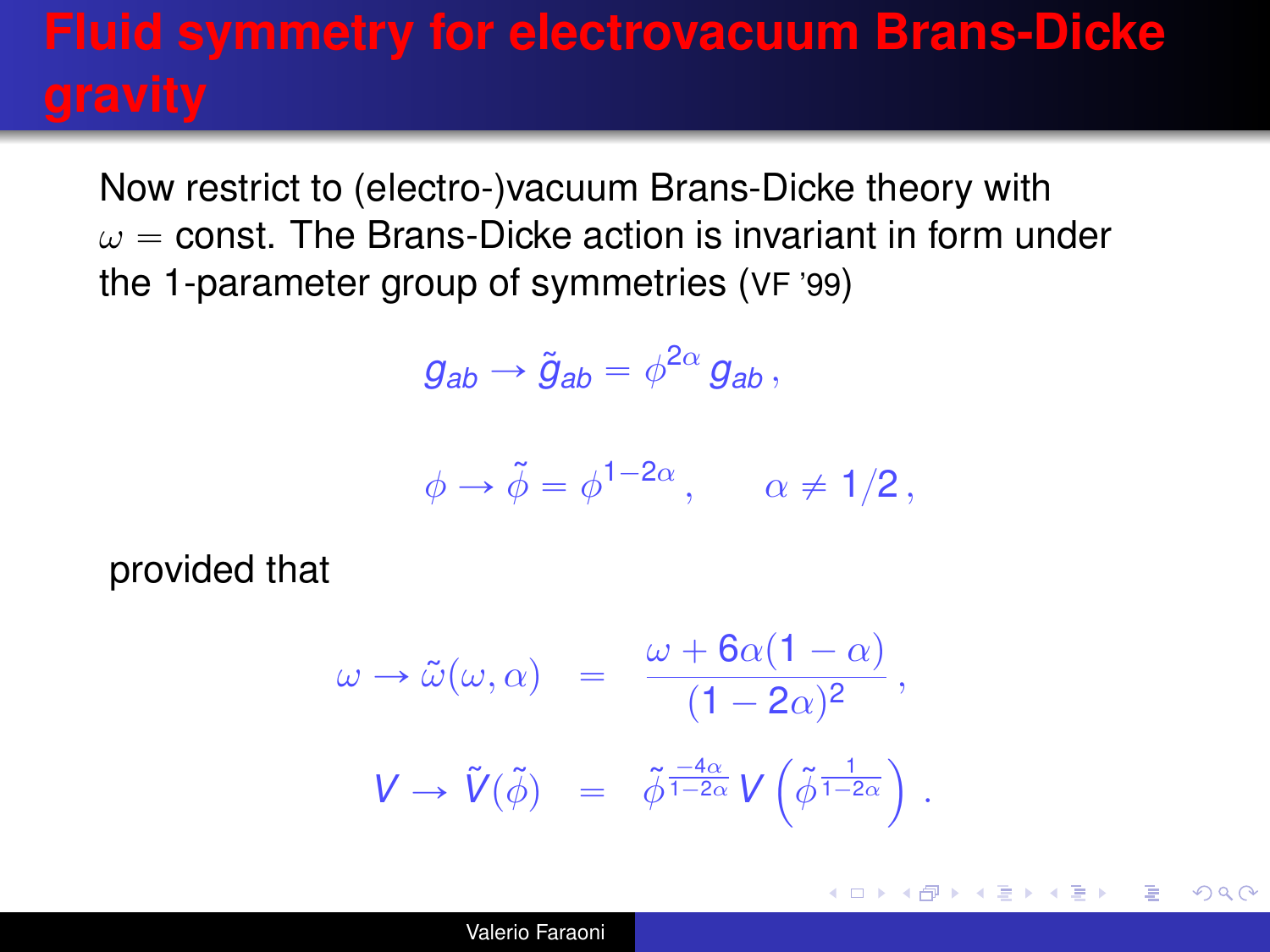# Fluid symmetry for electrovacuum Brans-Dicke gravity

Now restrict to (electro-)vacuum Brans-Dicke theory with $\omega = $ const. The Brans-Dicke action is invariant in form under the 1-parameter group of symmetries (VF '99)

$$g_{ab} \to \tilde{g}_{ab} = \phi^{2\alpha} g_{ab} \,,$$

$$\phi \to \tilde{\phi} = \phi^{1-2\alpha} \,, \qquad \alpha \neq 1/2 \,,$$

provided that

$$\omega \to \tilde{\omega}(\omega, \alpha) = \frac{\omega + 6\alpha(1-\alpha)}{(1-2\alpha)^2} \,,$$

$$V \to \tilde{V}(\tilde{\phi}) = \tilde{\phi}^{\frac{-4\alpha}{1-2\alpha}} V\left(\tilde{\phi}^{\frac{1}{1-2\alpha}}\right) \,.$$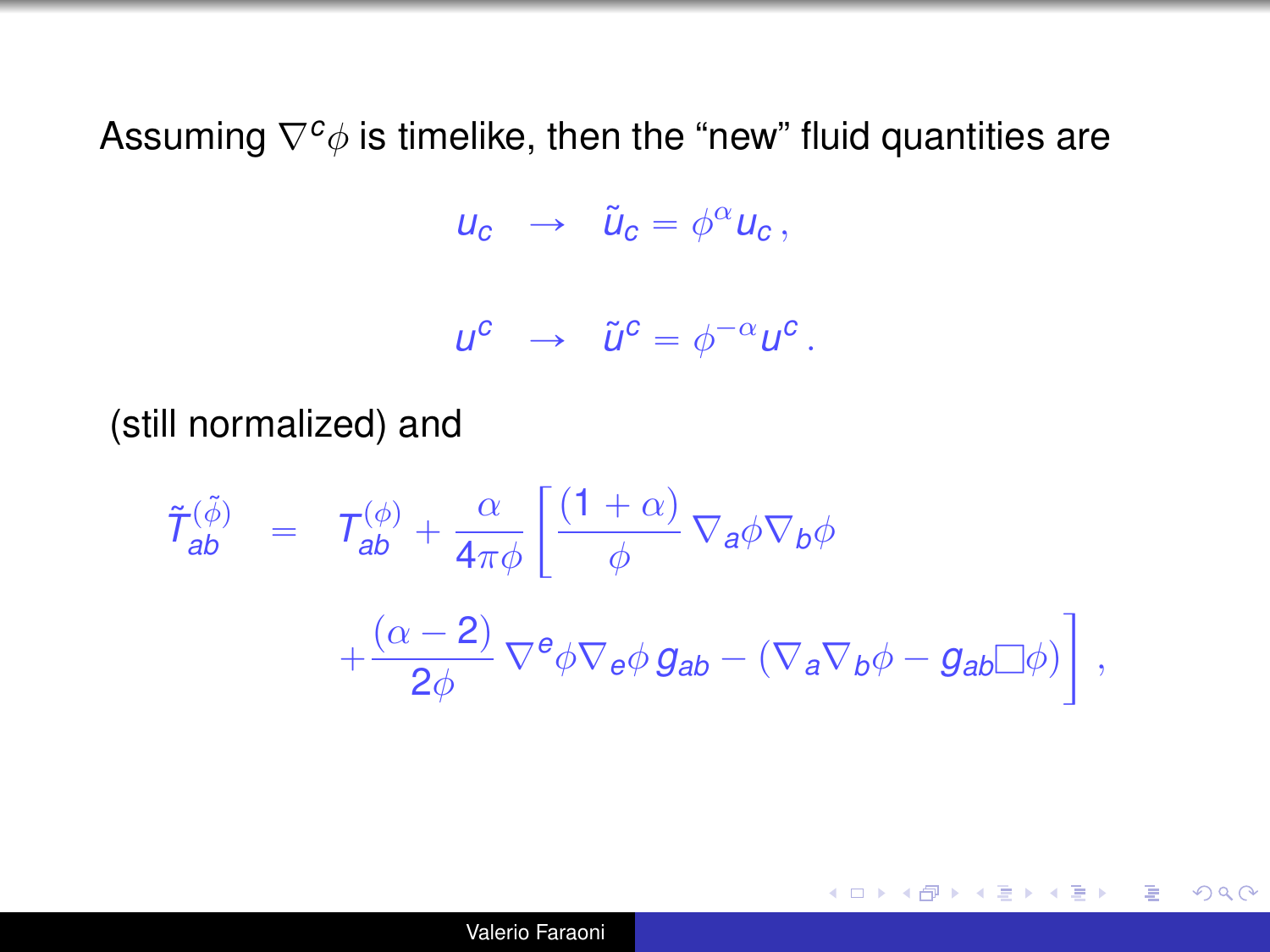Assuming $\nabla^c \phi$ is timelike, then the "new" fluid quantities are

$$u_c \quad \rightarrow \quad \tilde{u}_c = \phi^{\alpha} u_c \, ,$$

$$u^c \quad \rightarrow \quad \tilde{u}^c = \phi^{-\alpha} u^c \, .$$

(still normalized) and

$$\tilde{T}_{ab}^{(\tilde{\phi})} = T_{ab}^{(\phi)} + \frac{\alpha}{4\pi\phi} \left[ \frac{(1+\alpha)}{\phi} \nabla_a \phi \nabla_b \phi + \frac{(\alpha - 2)}{2\phi} \nabla^e \phi \nabla_e \phi \, g_{ab} - \left( \nabla_a \nabla_b \phi - g_{ab} \Box \phi \right) \right] ,$$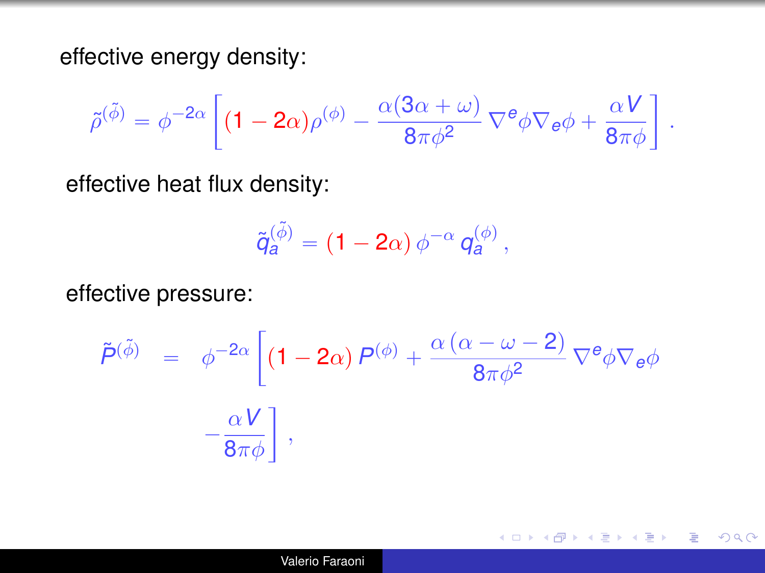effective energy density:

$$\tilde{\rho}^{(\tilde{\phi})} = \phi^{-2\alpha} \left[ (1-2\alpha)\rho^{(\phi)} - \frac{\alpha(3\alpha+\omega)}{8\pi\phi^2} \nabla^e\phi\nabla_e\phi + \frac{\alpha V}{8\pi\phi} \right] .$$

effective heat flux density:

$$\tilde{q}_a^{(\tilde{\phi})} = (1-2\alpha)\,\phi^{-\alpha}\, q_a^{(\phi)} \,,$$

effective pressure:

$$\tilde{P}^{(\tilde{\phi})} = \phi^{-2\alpha} \left[ (1-2\alpha)\, P^{(\phi)} + \frac{\alpha\,(\alpha-\omega-2)}{8\pi\phi^2} \nabla^e\phi\nabla_e\phi - \frac{\alpha V}{8\pi\phi} \right] ,$$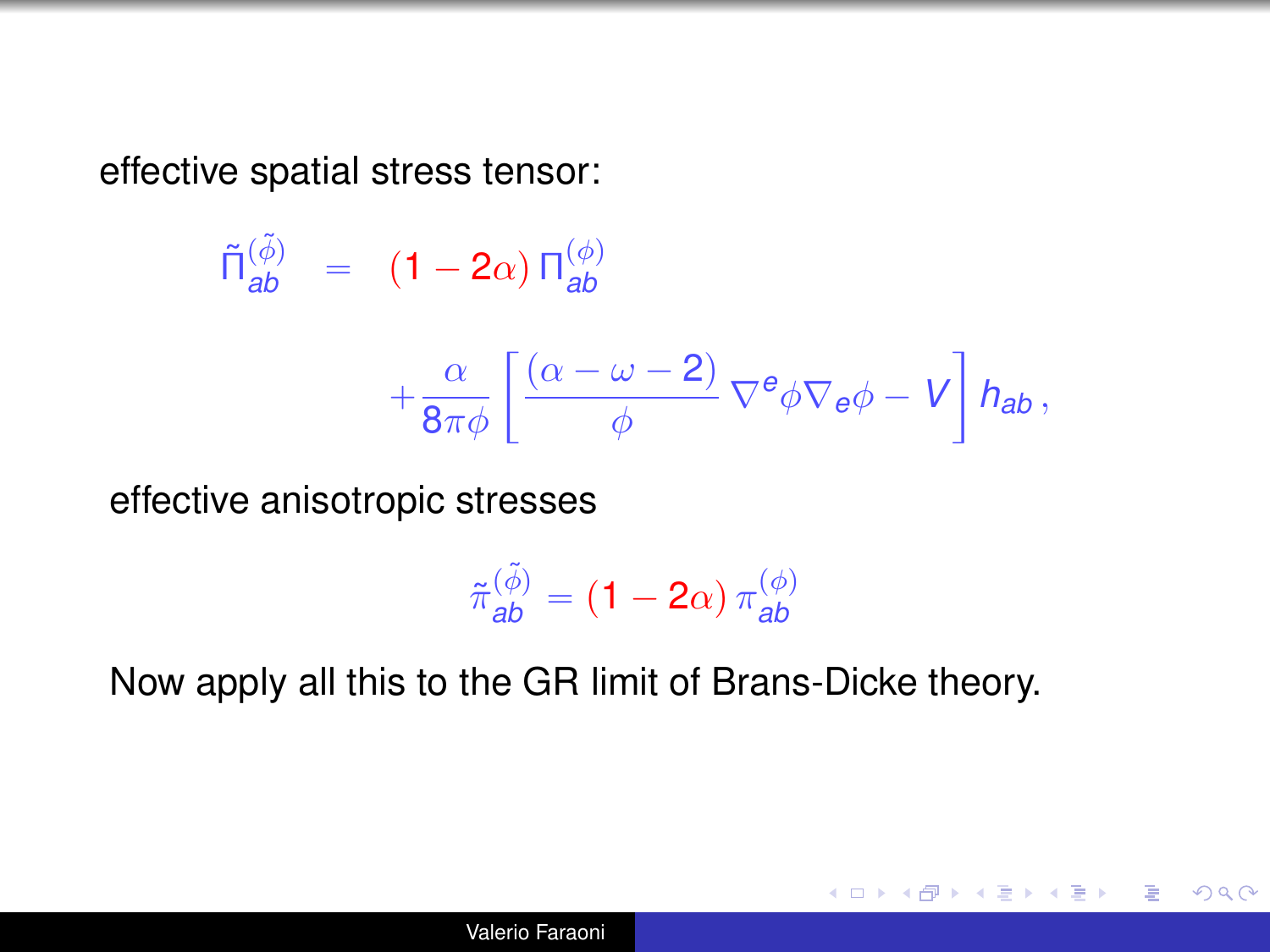effective spatial stress tensor:

$$
\begin{aligned}
\tilde{\Pi}_{ab}^{(\tilde{\phi})} &= (1-2\alpha)\,\Pi_{ab}^{(\phi)} \\
&\quad + \frac{\alpha}{8\pi\phi}\left[\frac{(\alpha-\omega-2)}{\phi}\,\nabla^e\phi\nabla_e\phi - V\right] h_{ab}\,,
\end{aligned}
$$

effective anisotropic stresses

$$
\tilde{\pi}_{ab}^{(\tilde{\phi})} = (1-2\alpha)\,\pi_{ab}^{(\phi)}
$$

Now apply all this to the GR limit of Brans-Dicke theory.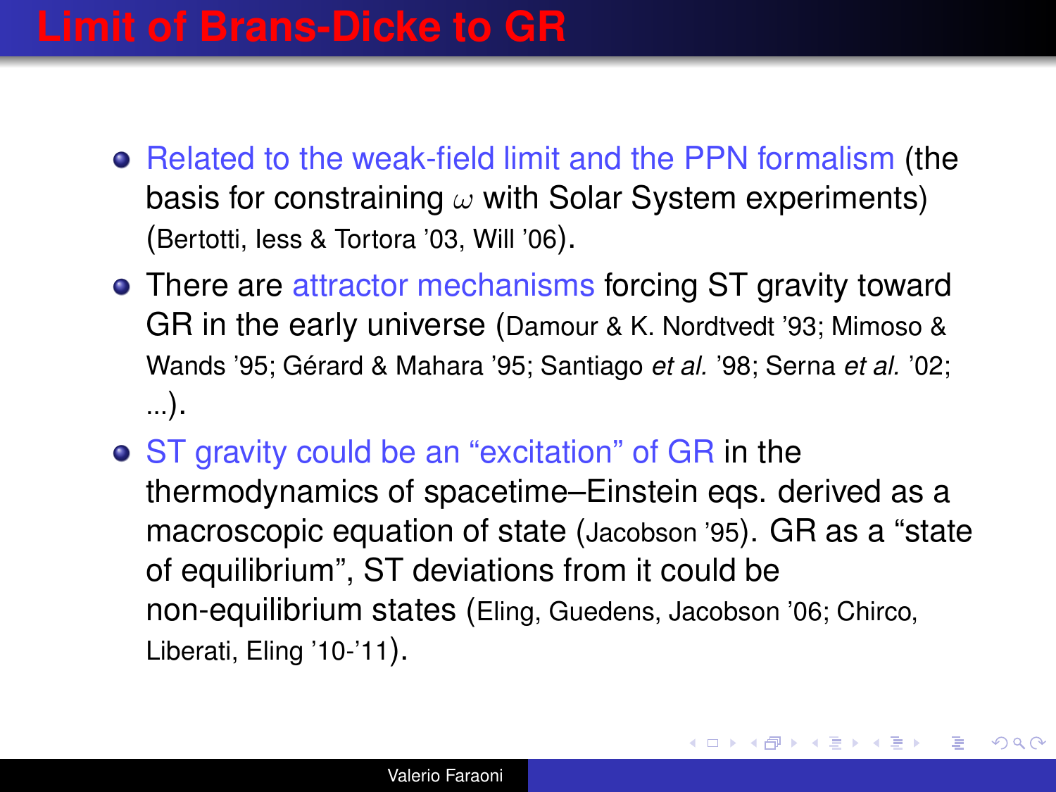# Limit of Brans-Dicke to GR

- Related to the weak-field limit and the PPN formalism (the basis for constraining $\omega$ with Solar System experiments) (Bertotti, Iess & Tortora '03, Will '06).
- There are attractor mechanisms forcing ST gravity toward GR in the early universe (Damour & K. Nordtvedt '93; Mimoso & Wands '95; Gérard & Mahara '95; Santiago *et al.* '98; Serna *et al.* '02; ...).
- ST gravity could be an "excitation" of GR in the thermodynamics of spacetime–Einstein eqs. derived as a macroscopic equation of state (Jacobson '95). GR as a "state of equilibrium", ST deviations from it could be non-equilibrium states (Eling, Guedens, Jacobson '06; Chirco, Liberati, Eling '10-'11).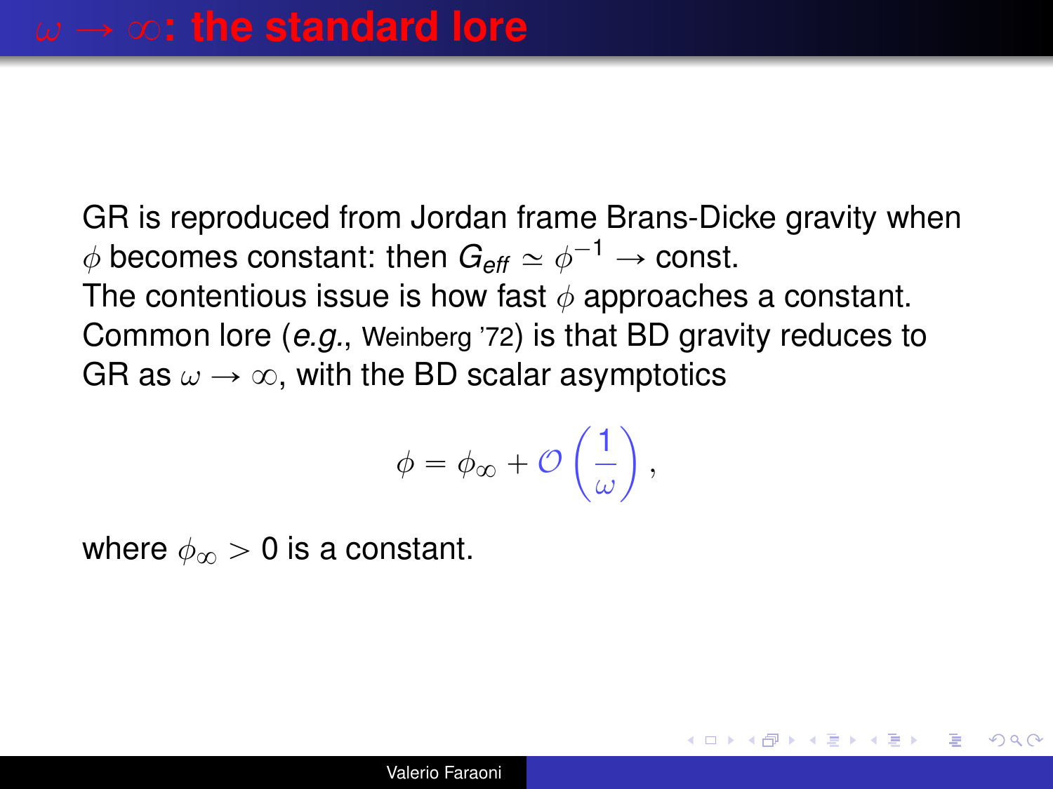# $\omega \to \infty$: the standard lore

GR is reproduced from Jordan frame Brans-Dicke gravity when $\phi$ becomes constant: then $G_{eff} \simeq \phi^{-1} \to$ const.
The contentious issue is how fast $\phi$ approaches a constant.
Common lore (*e.g.*, Weinberg '72) is that BD gravity reduces to GR as $\omega \to \infty$, with the BD scalar asymptotics

$$\phi = \phi_\infty + \mathcal{O}\left(\frac{1}{\omega}\right),$$

where $\phi_\infty > 0$ is a constant.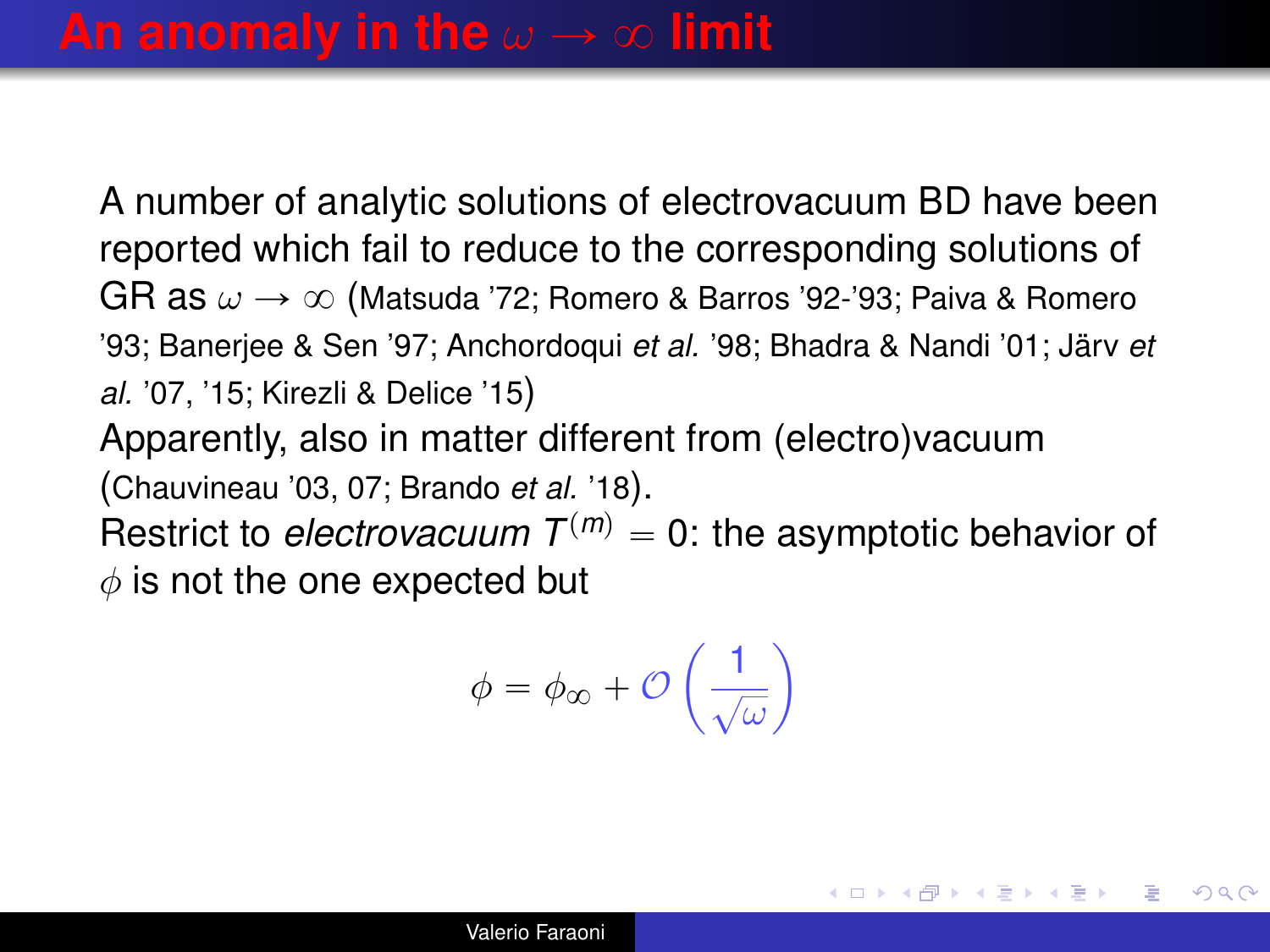# An anomaly in the $\omega \to \infty$ limit

A number of analytic solutions of electrovacuum BD have been reported which fail to reduce to the corresponding solutions of GR as $\omega \to \infty$ (Matsuda '72; Romero & Barros '92-'93; Paiva & Romero '93; Banerjee & Sen '97; Anchordoqui *et al.* '98; Bhadra & Nandi '01; Järv *et al.* '07, '15; Kirezli & Delice '15)

Apparently, also in matter different from (electro)vacuum (Chauvineau '03, 07; Brando *et al.* '18).

Restrict to *electrovacuum* $T^{(m)} = 0$: the asymptotic behavior of $\phi$ is not the one expected but

$$\phi = \phi_\infty + \mathcal{O}\left(\frac{1}{\sqrt{\omega}}\right)$$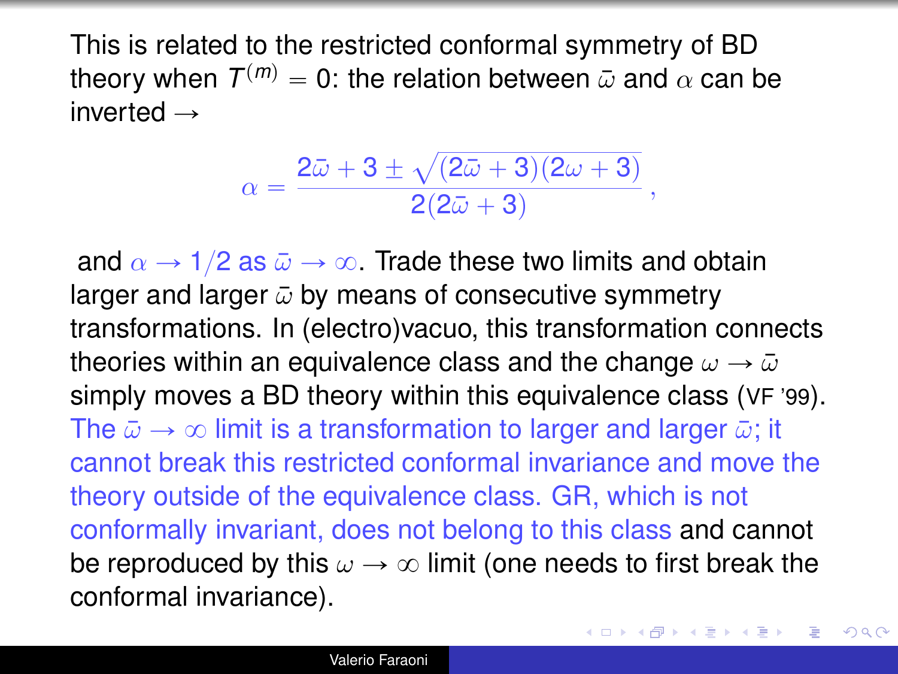This is related to the restricted conformal symmetry of BD theory when $T^{(m)} = 0$: the relation between $\bar{\omega}$ and $\alpha$ can be inverted →

$$\alpha = \frac{2\bar{\omega} + 3 \pm \sqrt{(2\bar{\omega}+3)(2\omega+3)}}{2(2\bar{\omega}+3)} \,,$$

and $\alpha \to 1/2$ as $\bar{\omega} \to \infty$. Trade these two limits and obtain larger and larger $\bar{\omega}$ by means of consecutive symmetry transformations. In (electro)vacuo, this transformation connects theories within an equivalence class and the change $\omega \to \bar{\omega}$ simply moves a BD theory within this equivalence class (VF '99). The $\bar{\omega} \to \infty$ limit is a transformation to larger and larger $\bar{\omega}$; it cannot break this restricted conformal invariance and move the theory outside of the equivalence class. GR, which is not conformally invariant, does not belong to this class and cannot be reproduced by this $\omega \to \infty$ limit (one needs to first break the conformal invariance).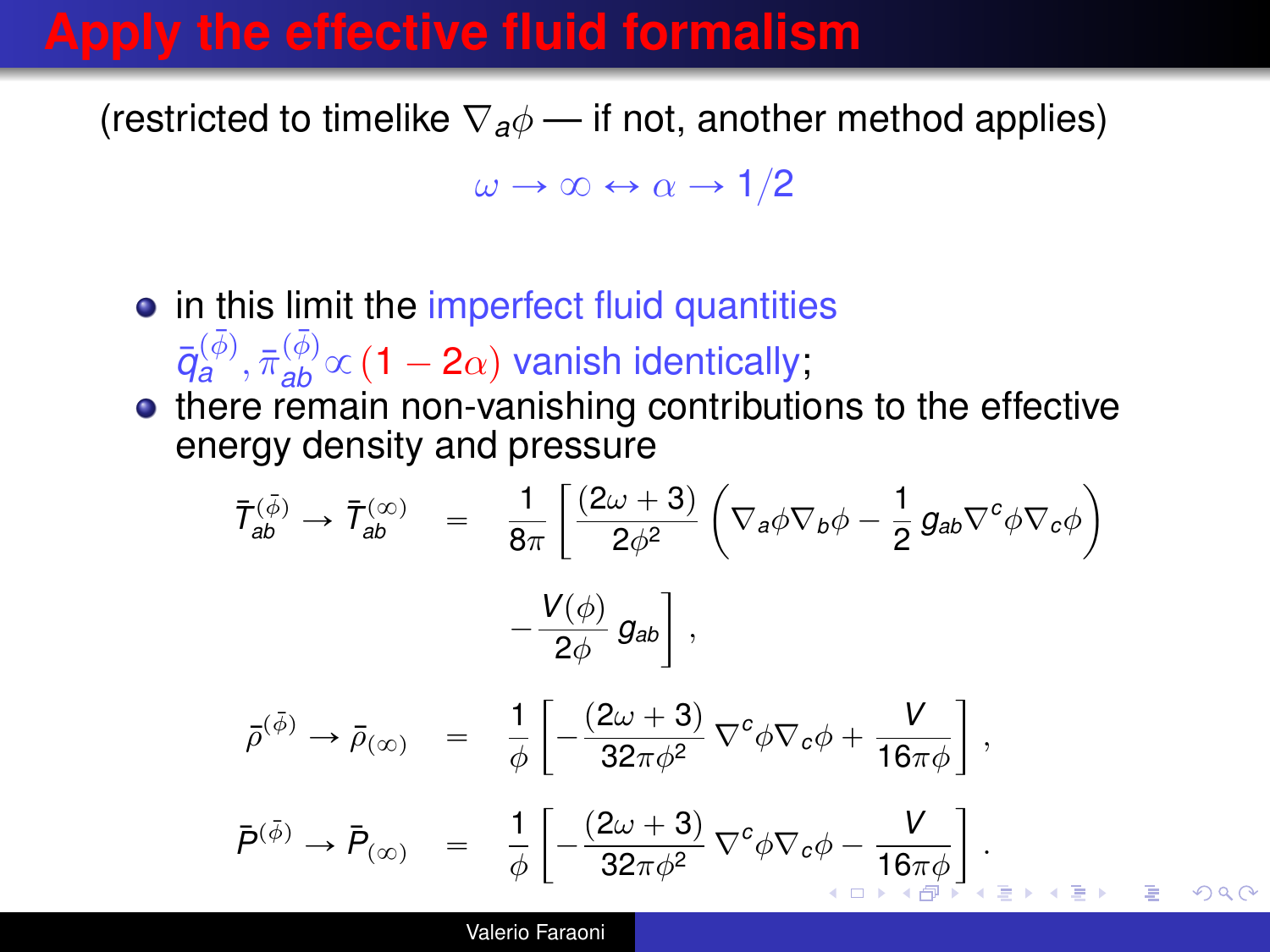# Apply the effective fluid formalism

(restricted to timelike $\nabla_a \phi$ — if not, another method applies)

$$\omega \to \infty \leftrightarrow \alpha \to 1/2$$

- in this limit the imperfect fluid quantities $\bar{q}_a^{(\bar{\phi})}, \bar{\pi}_{ab}^{(\bar{\phi})} \propto (1 - 2\alpha)$ vanish identically;
- there remain non-vanishing contributions to the effective energy density and pressure

$$\bar{T}_{ab}^{(\bar{\phi})} \to \bar{T}_{ab}^{(\infty)} = \frac{1}{8\pi} \left[ \frac{(2\omega + 3)}{2\phi^2} \left( \nabla_a \phi \nabla_b \phi - \frac{1}{2} g_{ab} \nabla^c \phi \nabla_c \phi \right) - \frac{V(\phi)}{2\phi} g_{ab} \right],$$

$$\bar{\rho}^{(\bar{\phi})} \to \bar{\rho}_{(\infty)} = \frac{1}{\phi} \left[ -\frac{(2\omega + 3)}{32\pi\phi^2} \nabla^c \phi \nabla_c \phi + \frac{V}{16\pi\phi} \right],$$

$$\bar{P}^{(\bar{\phi})} \to \bar{P}_{(\infty)} = \frac{1}{\phi} \left[ -\frac{(2\omega + 3)}{32\pi\phi^2} \nabla^c \phi \nabla_c \phi - \frac{V}{16\pi\phi} \right].$$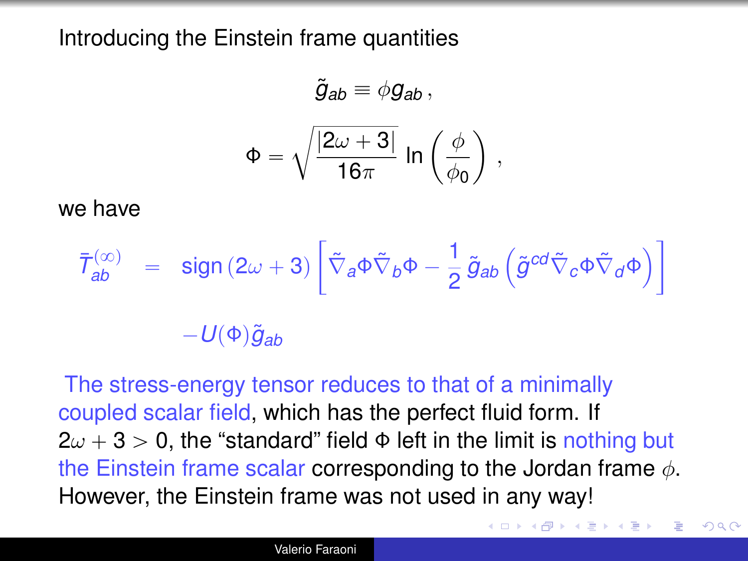Introducing the Einstein frame quantities

$$\tilde{g}_{ab} \equiv \phi g_{ab} \,,$$

$$\Phi = \sqrt{\frac{|2\omega + 3|}{16\pi}} \ln\left(\frac{\phi}{\phi_0}\right) \,,$$

we have

$$\bar{T}_{ab}^{(\infty)} = \text{sign}\,(2\omega + 3)\left[\tilde{\nabla}_a \Phi \tilde{\nabla}_b \Phi - \frac{1}{2}\,\tilde{g}_{ab}\left(\tilde{g}^{cd}\tilde{\nabla}_c \Phi \tilde{\nabla}_d \Phi\right)\right] - U(\Phi)\tilde{g}_{ab}$$

The stress-energy tensor reduces to that of a minimally coupled scalar field, which has the perfect fluid form. If $2\omega + 3 > 0$, the "standard" field $\Phi$ left in the limit is nothing but the Einstein frame scalar corresponding to the Jordan frame $\phi$. However, the Einstein frame was not used in any way!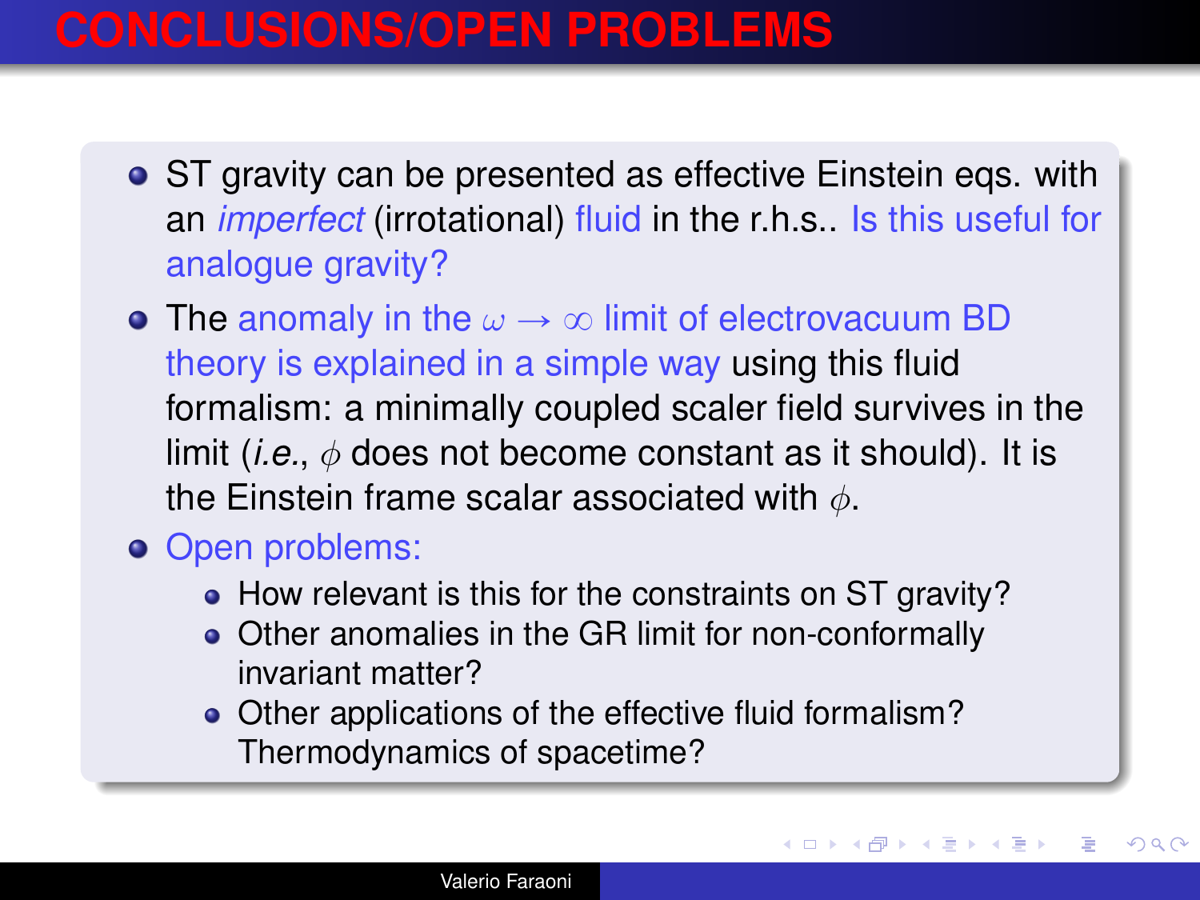# CONCLUSIONS/OPEN PROBLEMS

- ST gravity can be presented as effective Einstein eqs. with an *imperfect* (irrotational) fluid in the r.h.s.. Is this useful for analogue gravity?
- The anomaly in the $\omega \to \infty$ limit of electrovacuum BD theory is explained in a simple way using this fluid formalism: a minimally coupled scaler field survives in the limit (*i.e.*, $\phi$ does not become constant as it should). It is the Einstein frame scalar associated with $\phi$.
- Open problems:
  - How relevant is this for the constraints on ST gravity?
  - Other anomalies in the GR limit for non-conformally invariant matter?
  - Other applications of the effective fluid formalism? Thermodynamics of spacetime?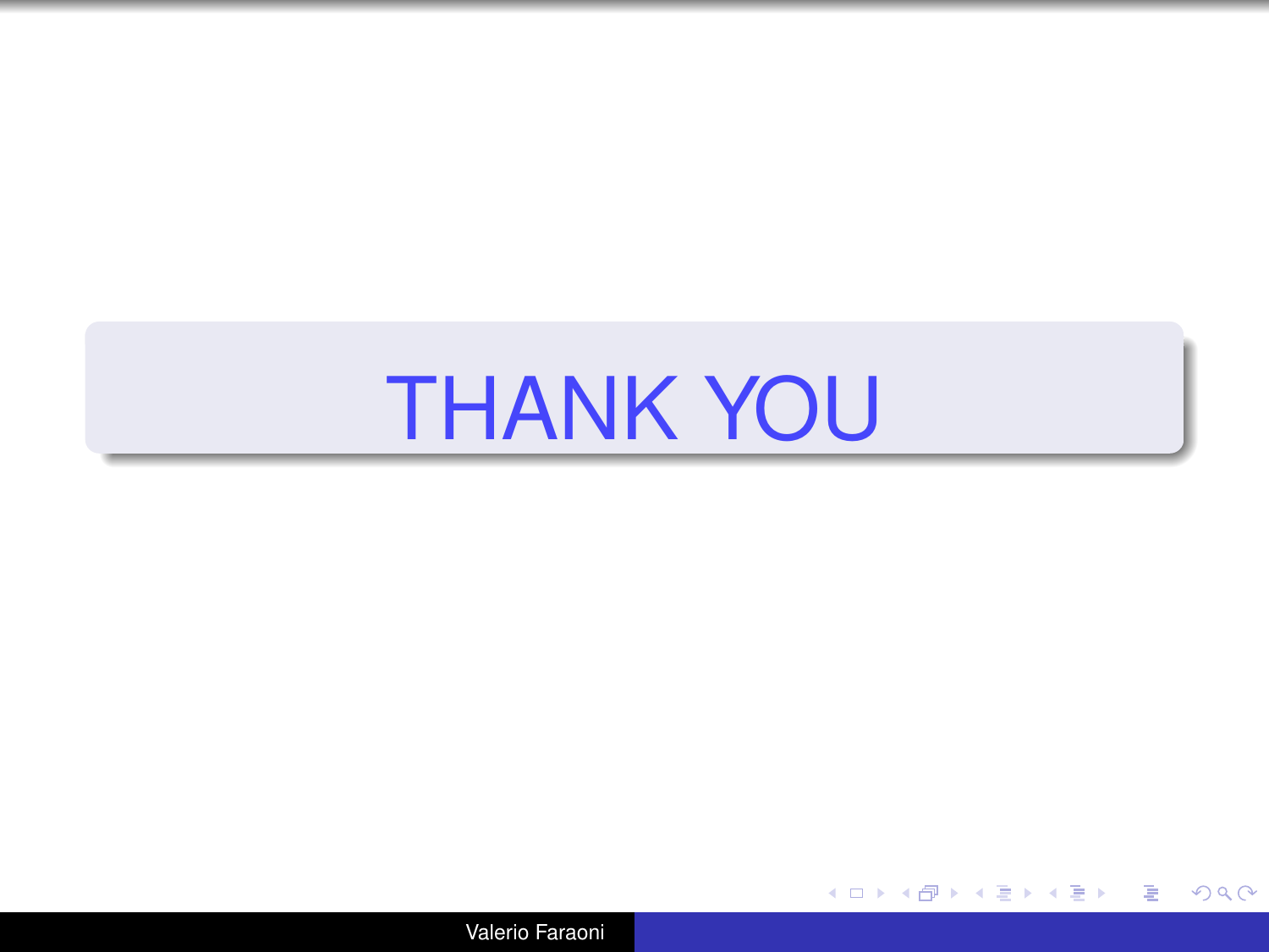# THANK YOU